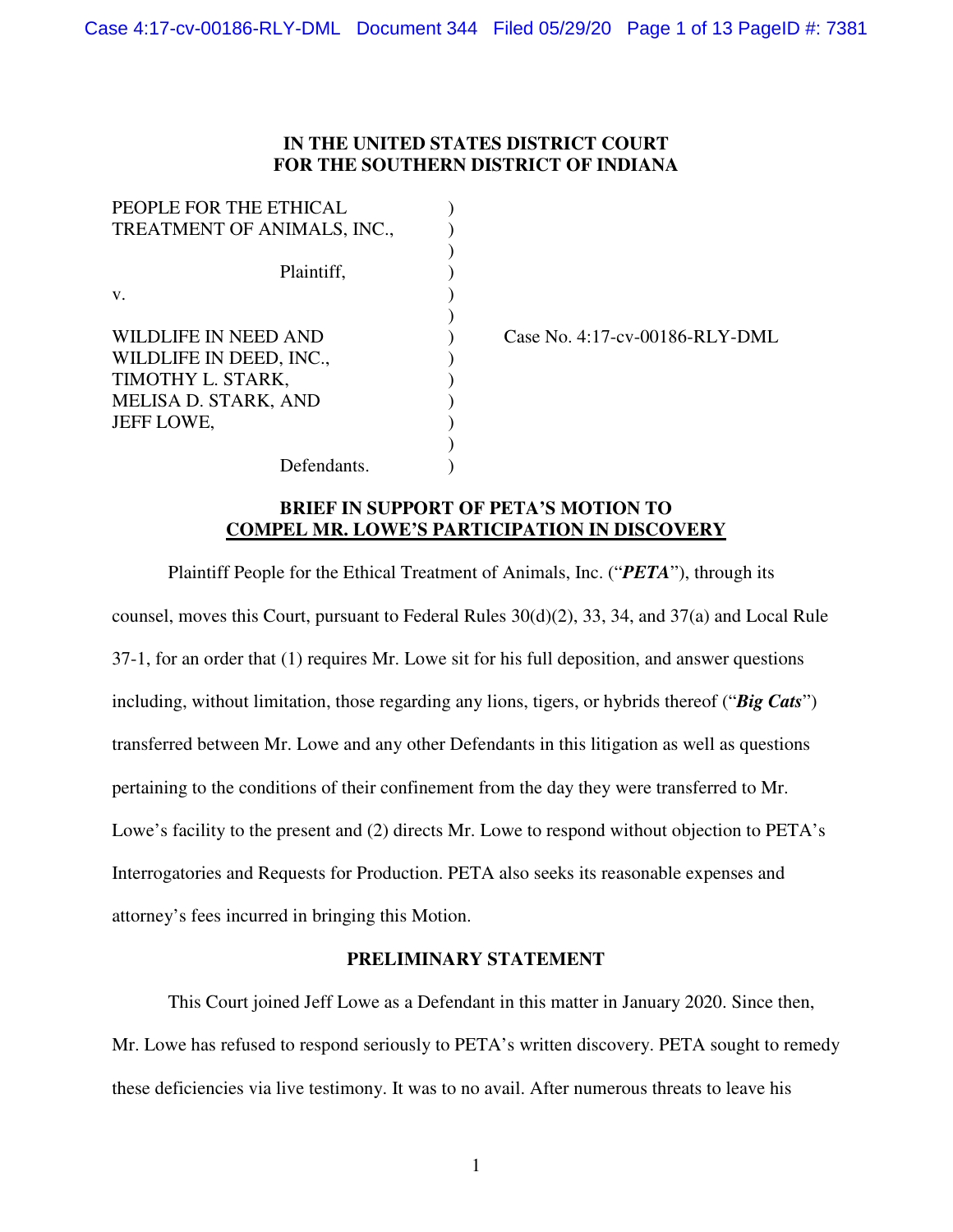# IN THE UNITED STATES DISTRICT COURT
# FOR THE SOUTHERN DISTRICT OF INDIANA

PEOPLE FOR THE ETHICAL TREATMENT OF ANIMALS, INC.,

Plaintiff,

v.

WILDLIFE IN NEED AND WILDLIFE IN DEED, INC., TIMOTHY L. STARK, MELISA D. STARK, AND JEFF LOWE,

Defendants.

Case No. 4:17-cv-00186-RLY-DML

## BRIEF IN SUPPORT OF PETA'S MOTION TO COMPEL MR. LOWE'S PARTICIPATION IN DISCOVERY

Plaintiff People for the Ethical Treatment of Animals, Inc. ("***PETA***"), through its counsel, moves this Court, pursuant to Federal Rules 30(d)(2), 33, 34, and 37(a) and Local Rule 37-1, for an order that (1) requires Mr. Lowe sit for his full deposition, and answer questions including, without limitation, those regarding any lions, tigers, or hybrids thereof ("***Big Cats***") transferred between Mr. Lowe and any other Defendants in this litigation as well as questions pertaining to the conditions of their confinement from the day they were transferred to Mr. Lowe's facility to the present and (2) directs Mr. Lowe to respond without objection to PETA's Interrogatories and Requests for Production. PETA also seeks its reasonable expenses and attorney's fees incurred in bringing this Motion.

## PRELIMINARY STATEMENT

This Court joined Jeff Lowe as a Defendant in this matter in January 2020. Since then, Mr. Lowe has refused to respond seriously to PETA's written discovery. PETA sought to remedy these deficiencies via live testimony. It was to no avail. After numerous threats to leave his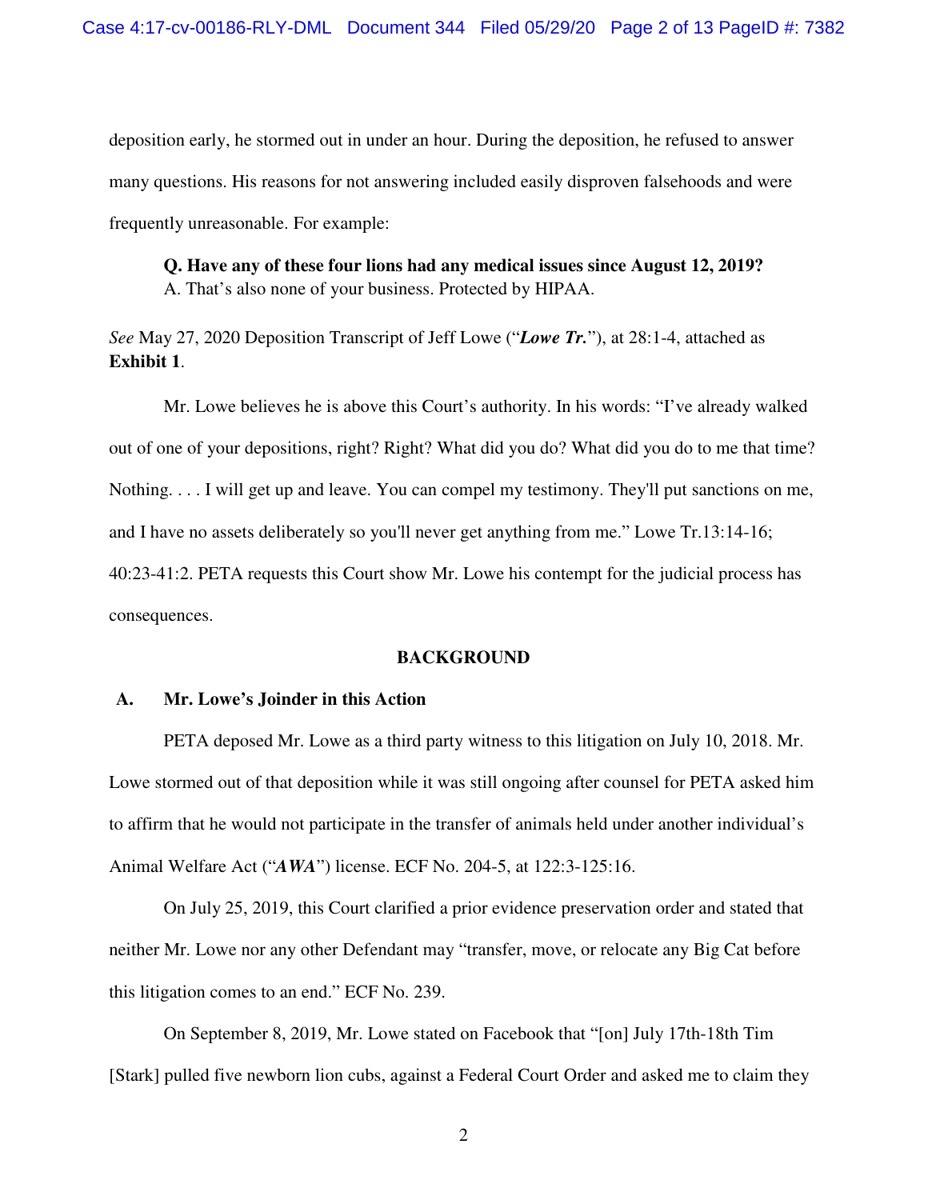deposition early, he stormed out in under an hour. During the deposition, he refused to answer many questions. His reasons for not answering included easily disproven falsehoods and were frequently unreasonable. For example:

> **Q. Have any of these four lions had any medical issues since August 12, 2019?**
> A. That's also none of your business. Protected by HIPAA.

*See* May 27, 2020 Deposition Transcript of Jeff Lowe ("***Lowe Tr.***"), at 28:1-4, attached as **Exhibit 1**.

Mr. Lowe believes he is above this Court's authority. In his words: "I've already walked out of one of your depositions, right? Right? What did you do? What did you do to me that time? Nothing. . . . I will get up and leave. You can compel my testimony. They'll put sanctions on me, and I have no assets deliberately so you'll never get anything from me." Lowe Tr.13:14-16; 40:23-41:2. PETA requests this Court show Mr. Lowe his contempt for the judicial process has consequences.

## BACKGROUND

### A. Mr. Lowe's Joinder in this Action

PETA deposed Mr. Lowe as a third party witness to this litigation on July 10, 2018. Mr. Lowe stormed out of that deposition while it was still ongoing after counsel for PETA asked him to affirm that he would not participate in the transfer of animals held under another individual's Animal Welfare Act ("***AWA***") license. ECF No. 204-5, at 122:3-125:16.

On July 25, 2019, this Court clarified a prior evidence preservation order and stated that neither Mr. Lowe nor any other Defendant may "transfer, move, or relocate any Big Cat before this litigation comes to an end." ECF No. 239.

On September 8, 2019, Mr. Lowe stated on Facebook that "[on] July 17th-18th Tim [Stark] pulled five newborn lion cubs, against a Federal Court Order and asked me to claim they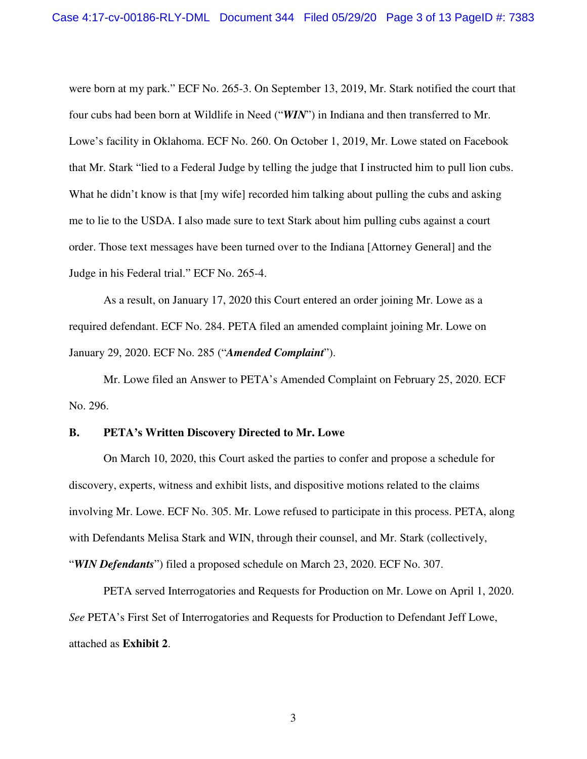were born at my park." ECF No. 265-3. On September 13, 2019, Mr. Stark notified the court that four cubs had been born at Wildlife in Need ("***WIN***") in Indiana and then transferred to Mr. Lowe's facility in Oklahoma. ECF No. 260. On October 1, 2019, Mr. Lowe stated on Facebook that Mr. Stark "lied to a Federal Judge by telling the judge that I instructed him to pull lion cubs. What he didn't know is that [my wife] recorded him talking about pulling the cubs and asking me to lie to the USDA. I also made sure to text Stark about him pulling cubs against a court order. Those text messages have been turned over to the Indiana [Attorney General] and the Judge in his Federal trial." ECF No. 265-4.

As a result, on January 17, 2020 this Court entered an order joining Mr. Lowe as a required defendant. ECF No. 284. PETA filed an amended complaint joining Mr. Lowe on January 29, 2020. ECF No. 285 ("***Amended Complaint***").

Mr. Lowe filed an Answer to PETA's Amended Complaint on February 25, 2020. ECF No. 296.

**B. PETA's Written Discovery Directed to Mr. Lowe**

On March 10, 2020, this Court asked the parties to confer and propose a schedule for discovery, experts, witness and exhibit lists, and dispositive motions related to the claims involving Mr. Lowe. ECF No. 305. Mr. Lowe refused to participate in this process. PETA, along with Defendants Melisa Stark and WIN, through their counsel, and Mr. Stark (collectively, "***WIN Defendants***") filed a proposed schedule on March 23, 2020. ECF No. 307.

PETA served Interrogatories and Requests for Production on Mr. Lowe on April 1, 2020. *See* PETA's First Set of Interrogatories and Requests for Production to Defendant Jeff Lowe, attached as **Exhibit 2**.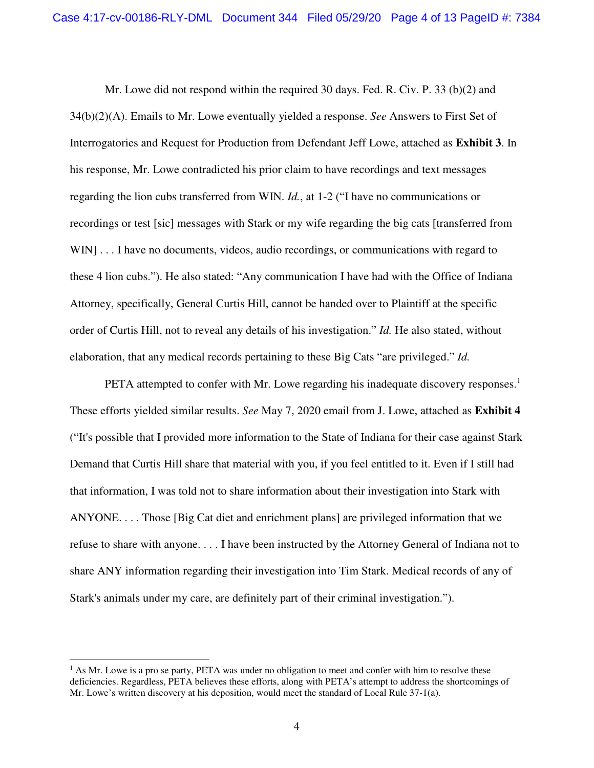Mr. Lowe did not respond within the required 30 days. Fed. R. Civ. P. 33 (b)(2) and 34(b)(2)(A). Emails to Mr. Lowe eventually yielded a response. *See* Answers to First Set of Interrogatories and Request for Production from Defendant Jeff Lowe, attached as **Exhibit 3**. In his response, Mr. Lowe contradicted his prior claim to have recordings and text messages regarding the lion cubs transferred from WIN. *Id.*, at 1-2 ("I have no communications or recordings or test [sic] messages with Stark or my wife regarding the big cats [transferred from WIN] . . . I have no documents, videos, audio recordings, or communications with regard to these 4 lion cubs."). He also stated: "Any communication I have had with the Office of Indiana Attorney, specifically, General Curtis Hill, cannot be handed over to Plaintiff at the specific order of Curtis Hill, not to reveal any details of his investigation." *Id.* He also stated, without elaboration, that any medical records pertaining to these Big Cats "are privileged." *Id.*

PETA attempted to confer with Mr. Lowe regarding his inadequate discovery responses.[1] These efforts yielded similar results. *See* May 7, 2020 email from J. Lowe, attached as **Exhibit 4** ("It's possible that I provided more information to the State of Indiana for their case against Stark Demand that Curtis Hill share that material with you, if you feel entitled to it. Even if I still had that information, I was told not to share information about their investigation into Stark with ANYONE. . . . Those [Big Cat diet and enrichment plans] are privileged information that we refuse to share with anyone. . . . I have been instructed by the Attorney General of Indiana not to share ANY information regarding their investigation into Tim Stark. Medical records of any of Stark's animals under my care, are definitely part of their criminal investigation.").

---

[1] As Mr. Lowe is a pro se party, PETA was under no obligation to meet and confer with him to resolve these deficiencies. Regardless, PETA believes these efforts, along with PETA's attempt to address the shortcomings of Mr. Lowe's written discovery at his deposition, would meet the standard of Local Rule 37-1(a).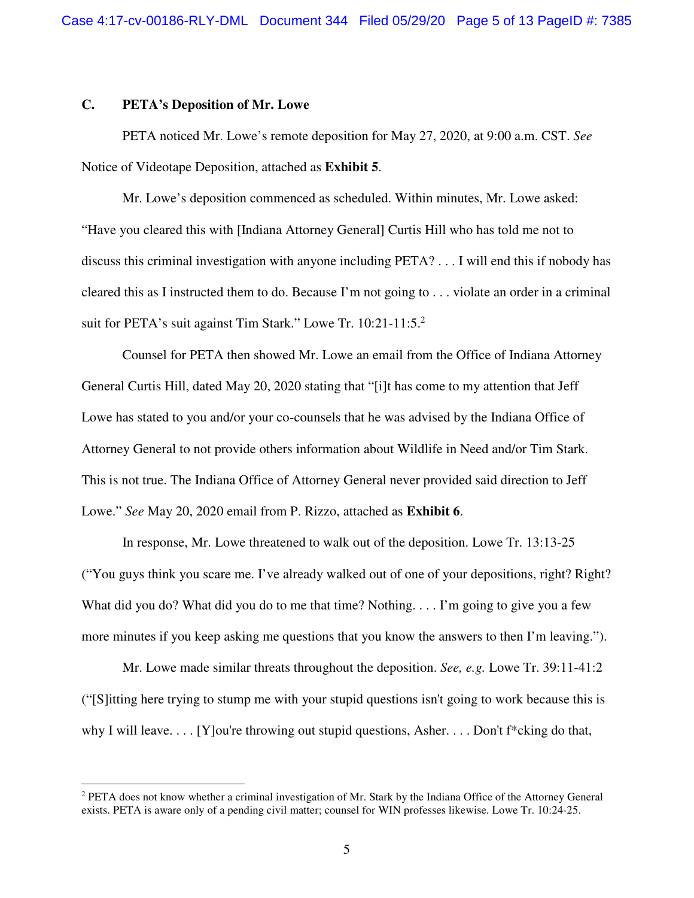### C. PETA's Deposition of Mr. Lowe

PETA noticed Mr. Lowe's remote deposition for May 27, 2020, at 9:00 a.m. CST. *See* Notice of Videotape Deposition, attached as **Exhibit 5**.

Mr. Lowe's deposition commenced as scheduled. Within minutes, Mr. Lowe asked: "Have you cleared this with [Indiana Attorney General] Curtis Hill who has told me not to discuss this criminal investigation with anyone including PETA? . . . I will end this if nobody has cleared this as I instructed them to do. Because I'm not going to . . . violate an order in a criminal suit for PETA's suit against Tim Stark." Lowe Tr. 10:21-11:5.[2]

Counsel for PETA then showed Mr. Lowe an email from the Office of Indiana Attorney General Curtis Hill, dated May 20, 2020 stating that "[i]t has come to my attention that Jeff Lowe has stated to you and/or your co-counsels that he was advised by the Indiana Office of Attorney General to not provide others information about Wildlife in Need and/or Tim Stark. This is not true. The Indiana Office of Attorney General never provided said direction to Jeff Lowe." *See* May 20, 2020 email from P. Rizzo, attached as **Exhibit 6**.

In response, Mr. Lowe threatened to walk out of the deposition. Lowe Tr. 13:13-25 ("You guys think you scare me. I've already walked out of one of your depositions, right? Right? What did you do? What did you do to me that time? Nothing. . . . I'm going to give you a few more minutes if you keep asking me questions that you know the answers to then I'm leaving.").

Mr. Lowe made similar threats throughout the deposition. *See, e.g.* Lowe Tr. 39:11-41:2 ("[S]itting here trying to stump me with your stupid questions isn't going to work because this is why I will leave. . . . [Y]ou're throwing out stupid questions, Asher. . . . Don't f*cking do that,

---

[2] PETA does not know whether a criminal investigation of Mr. Stark by the Indiana Office of the Attorney General exists. PETA is aware only of a pending civil matter; counsel for WIN professes likewise. Lowe Tr. 10:24-25.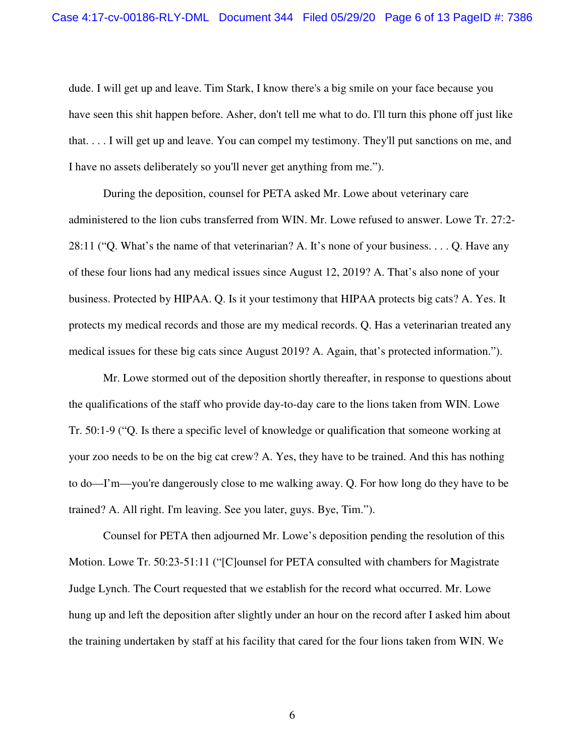dude. I will get up and leave. Tim Stark, I know there's a big smile on your face because you have seen this shit happen before. Asher, don't tell me what to do. I'll turn this phone off just like that. . . . I will get up and leave. You can compel my testimony. They'll put sanctions on me, and I have no assets deliberately so you'll never get anything from me.").

During the deposition, counsel for PETA asked Mr. Lowe about veterinary care administered to the lion cubs transferred from WIN. Mr. Lowe refused to answer. Lowe Tr. 27:2-28:11 ("Q. What's the name of that veterinarian? A. It's none of your business. . . . Q. Have any of these four lions had any medical issues since August 12, 2019? A. That's also none of your business. Protected by HIPAA. Q. Is it your testimony that HIPAA protects big cats? A. Yes. It protects my medical records and those are my medical records. Q. Has a veterinarian treated any medical issues for these big cats since August 2019? A. Again, that's protected information.").

Mr. Lowe stormed out of the deposition shortly thereafter, in response to questions about the qualifications of the staff who provide day-to-day care to the lions taken from WIN. Lowe Tr. 50:1-9 ("Q. Is there a specific level of knowledge or qualification that someone working at your zoo needs to be on the big cat crew? A. Yes, they have to be trained. And this has nothing to do—I'm—you're dangerously close to me walking away. Q. For how long do they have to be trained? A. All right. I'm leaving. See you later, guys. Bye, Tim.").

Counsel for PETA then adjourned Mr. Lowe's deposition pending the resolution of this Motion. Lowe Tr. 50:23-51:11 ("[C]ounsel for PETA consulted with chambers for Magistrate Judge Lynch. The Court requested that we establish for the record what occurred. Mr. Lowe hung up and left the deposition after slightly under an hour on the record after I asked him about the training undertaken by staff at his facility that cared for the four lions taken from WIN. We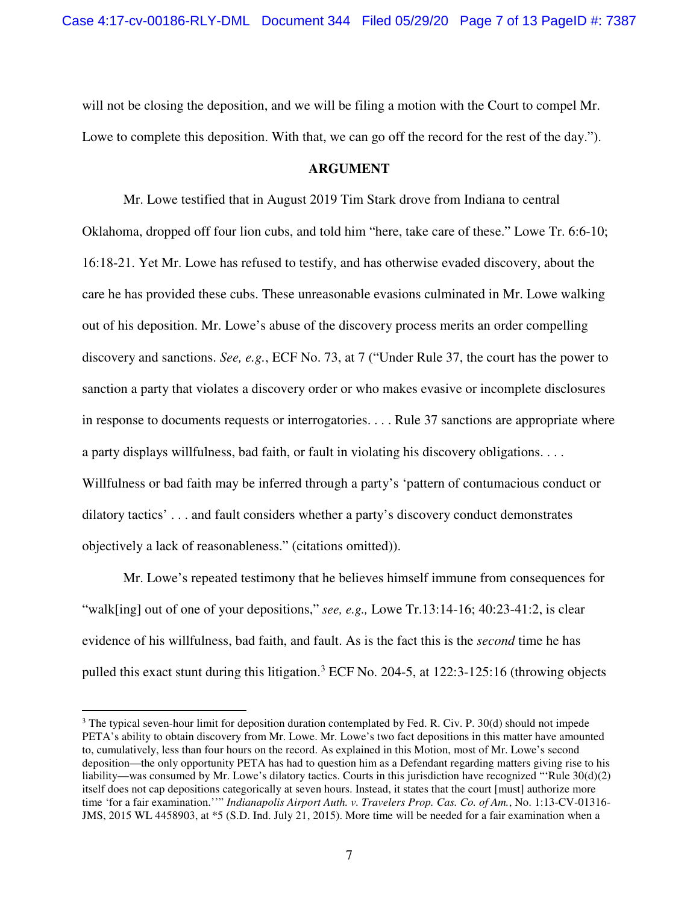will not be closing the deposition, and we will be filing a motion with the Court to compel Mr. Lowe to complete this deposition. With that, we can go off the record for the rest of the day.").

**ARGUMENT**

Mr. Lowe testified that in August 2019 Tim Stark drove from Indiana to central Oklahoma, dropped off four lion cubs, and told him "here, take care of these." Lowe Tr. 6:6-10; 16:18-21. Yet Mr. Lowe has refused to testify, and has otherwise evaded discovery, about the care he has provided these cubs. These unreasonable evasions culminated in Mr. Lowe walking out of his deposition. Mr. Lowe's abuse of the discovery process merits an order compelling discovery and sanctions. *See, e.g.*, ECF No. 73, at 7 ("Under Rule 37, the court has the power to sanction a party that violates a discovery order or who makes evasive or incomplete disclosures in response to documents requests or interrogatories. . . . Rule 37 sanctions are appropriate where a party displays willfulness, bad faith, or fault in violating his discovery obligations. . . . Willfulness or bad faith may be inferred through a party's 'pattern of contumacious conduct or dilatory tactics' . . . and fault considers whether a party's discovery conduct demonstrates objectively a lack of reasonableness." (citations omitted)).

Mr. Lowe's repeated testimony that he believes himself immune from consequences for "walk[ing] out of one of your depositions," *see, e.g.,* Lowe Tr.13:14-16; 40:23-41:2, is clear evidence of his willfulness, bad faith, and fault. As is the fact this is the *second* time he has pulled this exact stunt during this litigation.[3] ECF No. 204-5, at 122:3-125:16 (throwing objects

---

[3] The typical seven-hour limit for deposition duration contemplated by Fed. R. Civ. P. 30(d) should not impede PETA's ability to obtain discovery from Mr. Lowe. Mr. Lowe's two fact depositions in this matter have amounted to, cumulatively, less than four hours on the record. As explained in this Motion, most of Mr. Lowe's second deposition—the only opportunity PETA has had to question him as a Defendant regarding matters giving rise to his liability—was consumed by Mr. Lowe's dilatory tactics. Courts in this jurisdiction have recognized "'Rule 30(d)(2) itself does not cap depositions categorically at seven hours. Instead, it states that the court [must] authorize more time 'for a fair examination.''" *Indianapolis Airport Auth. v. Travelers Prop. Cas. Co. of Am.*, No. 1:13-CV-01316-JMS, 2015 WL 4458903, at *5 (S.D. Ind. July 21, 2015). More time will be needed for a fair examination when a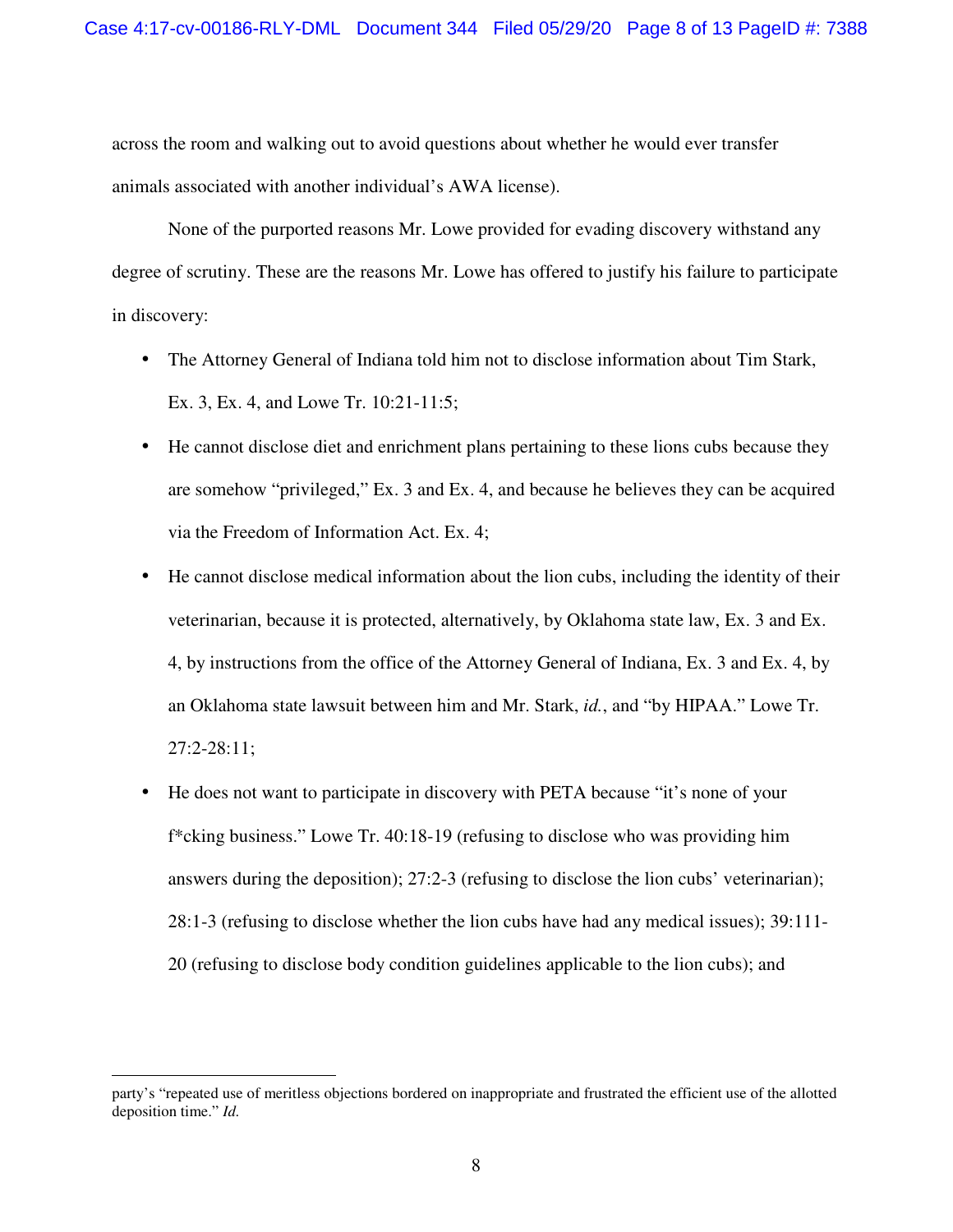across the room and walking out to avoid questions about whether he would ever transfer animals associated with another individual's AWA license).

None of the purported reasons Mr. Lowe provided for evading discovery withstand any degree of scrutiny. These are the reasons Mr. Lowe has offered to justify his failure to participate in discovery:

- The Attorney General of Indiana told him not to disclose information about Tim Stark, Ex. 3, Ex. 4, and Lowe Tr. 10:21-11:5;
- He cannot disclose diet and enrichment plans pertaining to these lions cubs because they are somehow "privileged," Ex. 3 and Ex. 4, and because he believes they can be acquired via the Freedom of Information Act. Ex. 4;
- He cannot disclose medical information about the lion cubs, including the identity of their veterinarian, because it is protected, alternatively, by Oklahoma state law, Ex. 3 and Ex. 4, by instructions from the office of the Attorney General of Indiana, Ex. 3 and Ex. 4, by an Oklahoma state lawsuit between him and Mr. Stark, *id.*, and "by HIPAA." Lowe Tr. 27:2-28:11;
- He does not want to participate in discovery with PETA because "it's none of your f*cking business." Lowe Tr. 40:18-19 (refusing to disclose who was providing him answers during the deposition); 27:2-3 (refusing to disclose the lion cubs' veterinarian); 28:1-3 (refusing to disclose whether the lion cubs have had any medical issues); 39:111-20 (refusing to disclose body condition guidelines applicable to the lion cubs); and

---

party's "repeated use of meritless objections bordered on inappropriate and frustrated the efficient use of the allotted deposition time." *Id.*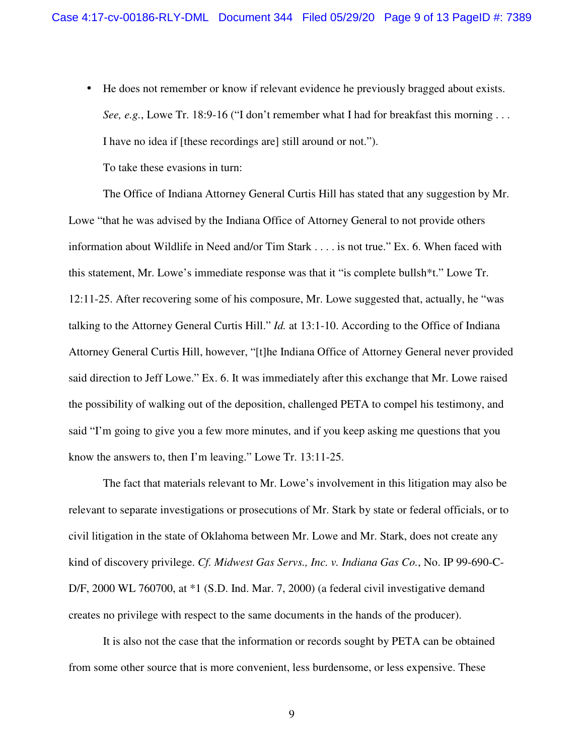- He does not remember or know if relevant evidence he previously bragged about exists. *See, e.g.*, Lowe Tr. 18:9-16 ("I don't remember what I had for breakfast this morning . . . I have no idea if [these recordings are] still around or not.").

To take these evasions in turn:

The Office of Indiana Attorney General Curtis Hill has stated that any suggestion by Mr. Lowe "that he was advised by the Indiana Office of Attorney General to not provide others information about Wildlife in Need and/or Tim Stark . . . . is not true." Ex. 6. When faced with this statement, Mr. Lowe's immediate response was that it "is complete bullsh*t." Lowe Tr. 12:11-25. After recovering some of his composure, Mr. Lowe suggested that, actually, he "was talking to the Attorney General Curtis Hill." *Id.* at 13:1-10. According to the Office of Indiana Attorney General Curtis Hill, however, "[t]he Indiana Office of Attorney General never provided said direction to Jeff Lowe." Ex. 6. It was immediately after this exchange that Mr. Lowe raised the possibility of walking out of the deposition, challenged PETA to compel his testimony, and said "I'm going to give you a few more minutes, and if you keep asking me questions that you know the answers to, then I'm leaving." Lowe Tr. 13:11-25.

The fact that materials relevant to Mr. Lowe's involvement in this litigation may also be relevant to separate investigations or prosecutions of Mr. Stark by state or federal officials, or to civil litigation in the state of Oklahoma between Mr. Lowe and Mr. Stark, does not create any kind of discovery privilege. *Cf. Midwest Gas Servs., Inc. v. Indiana Gas Co.*, No. IP 99-690-C-D/F, 2000 WL 760700, at *1 (S.D. Ind. Mar. 7, 2000) (a federal civil investigative demand creates no privilege with respect to the same documents in the hands of the producer).

It is also not the case that the information or records sought by PETA can be obtained from some other source that is more convenient, less burdensome, or less expensive. These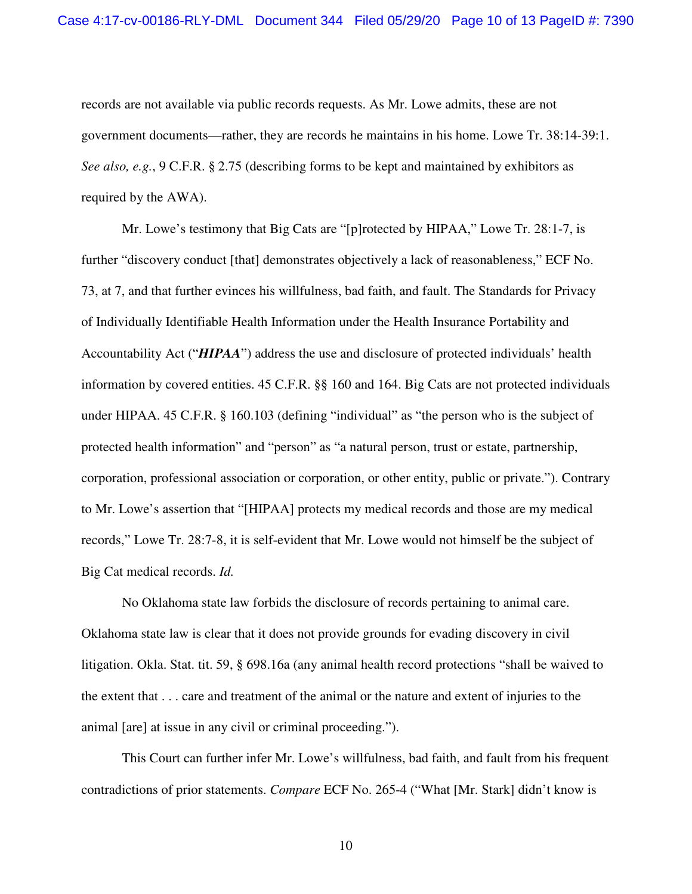records are not available via public records requests. As Mr. Lowe admits, these are not government documents—rather, they are records he maintains in his home. Lowe Tr. 38:14-39:1. *See also, e.g.*, 9 C.F.R. § 2.75 (describing forms to be kept and maintained by exhibitors as required by the AWA).

Mr. Lowe's testimony that Big Cats are "[p]rotected by HIPAA," Lowe Tr. 28:1-7, is further "discovery conduct [that] demonstrates objectively a lack of reasonableness," ECF No. 73, at 7, and that further evinces his willfulness, bad faith, and fault. The Standards for Privacy of Individually Identifiable Health Information under the Health Insurance Portability and Accountability Act ("***HIPAA***") address the use and disclosure of protected individuals' health information by covered entities. 45 C.F.R. §§ 160 and 164. Big Cats are not protected individuals under HIPAA. 45 C.F.R. § 160.103 (defining "individual" as "the person who is the subject of protected health information" and "person" as "a natural person, trust or estate, partnership, corporation, professional association or corporation, or other entity, public or private."). Contrary to Mr. Lowe's assertion that "[HIPAA] protects my medical records and those are my medical records," Lowe Tr. 28:7-8, it is self-evident that Mr. Lowe would not himself be the subject of Big Cat medical records. *Id.*

No Oklahoma state law forbids the disclosure of records pertaining to animal care. Oklahoma state law is clear that it does not provide grounds for evading discovery in civil litigation. Okla. Stat. tit. 59, § 698.16a (any animal health record protections "shall be waived to the extent that . . . care and treatment of the animal or the nature and extent of injuries to the animal [are] at issue in any civil or criminal proceeding.").

This Court can further infer Mr. Lowe's willfulness, bad faith, and fault from his frequent contradictions of prior statements. *Compare* ECF No. 265-4 ("What [Mr. Stark] didn't know is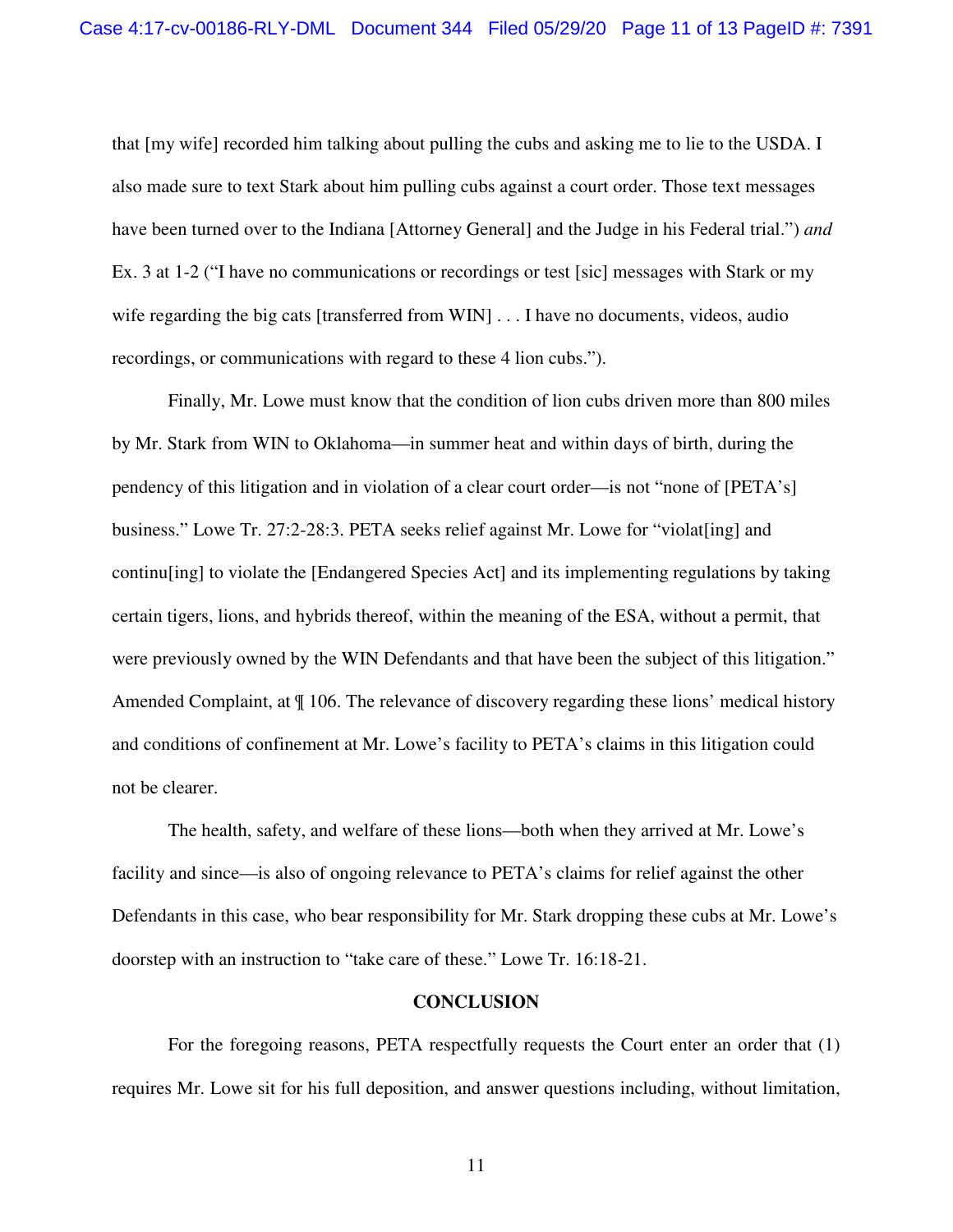that [my wife] recorded him talking about pulling the cubs and asking me to lie to the USDA. I also made sure to text Stark about him pulling cubs against a court order. Those text messages have been turned over to the Indiana [Attorney General] and the Judge in his Federal trial.") *and* Ex. 3 at 1-2 ("I have no communications or recordings or test [sic] messages with Stark or my wife regarding the big cats [transferred from WIN] . . . I have no documents, videos, audio recordings, or communications with regard to these 4 lion cubs.").

Finally, Mr. Lowe must know that the condition of lion cubs driven more than 800 miles by Mr. Stark from WIN to Oklahoma—in summer heat and within days of birth, during the pendency of this litigation and in violation of a clear court order—is not "none of [PETA's] business." Lowe Tr. 27:2-28:3. PETA seeks relief against Mr. Lowe for "violat[ing] and continu[ing] to violate the [Endangered Species Act] and its implementing regulations by taking certain tigers, lions, and hybrids thereof, within the meaning of the ESA, without a permit, that were previously owned by the WIN Defendants and that have been the subject of this litigation." Amended Complaint, at ¶ 106. The relevance of discovery regarding these lions' medical history and conditions of confinement at Mr. Lowe's facility to PETA's claims in this litigation could not be clearer.

The health, safety, and welfare of these lions—both when they arrived at Mr. Lowe's facility and since—is also of ongoing relevance to PETA's claims for relief against the other Defendants in this case, who bear responsibility for Mr. Stark dropping these cubs at Mr. Lowe's doorstep with an instruction to "take care of these." Lowe Tr. 16:18-21.

## CONCLUSION

For the foregoing reasons, PETA respectfully requests the Court enter an order that (1) requires Mr. Lowe sit for his full deposition, and answer questions including, without limitation,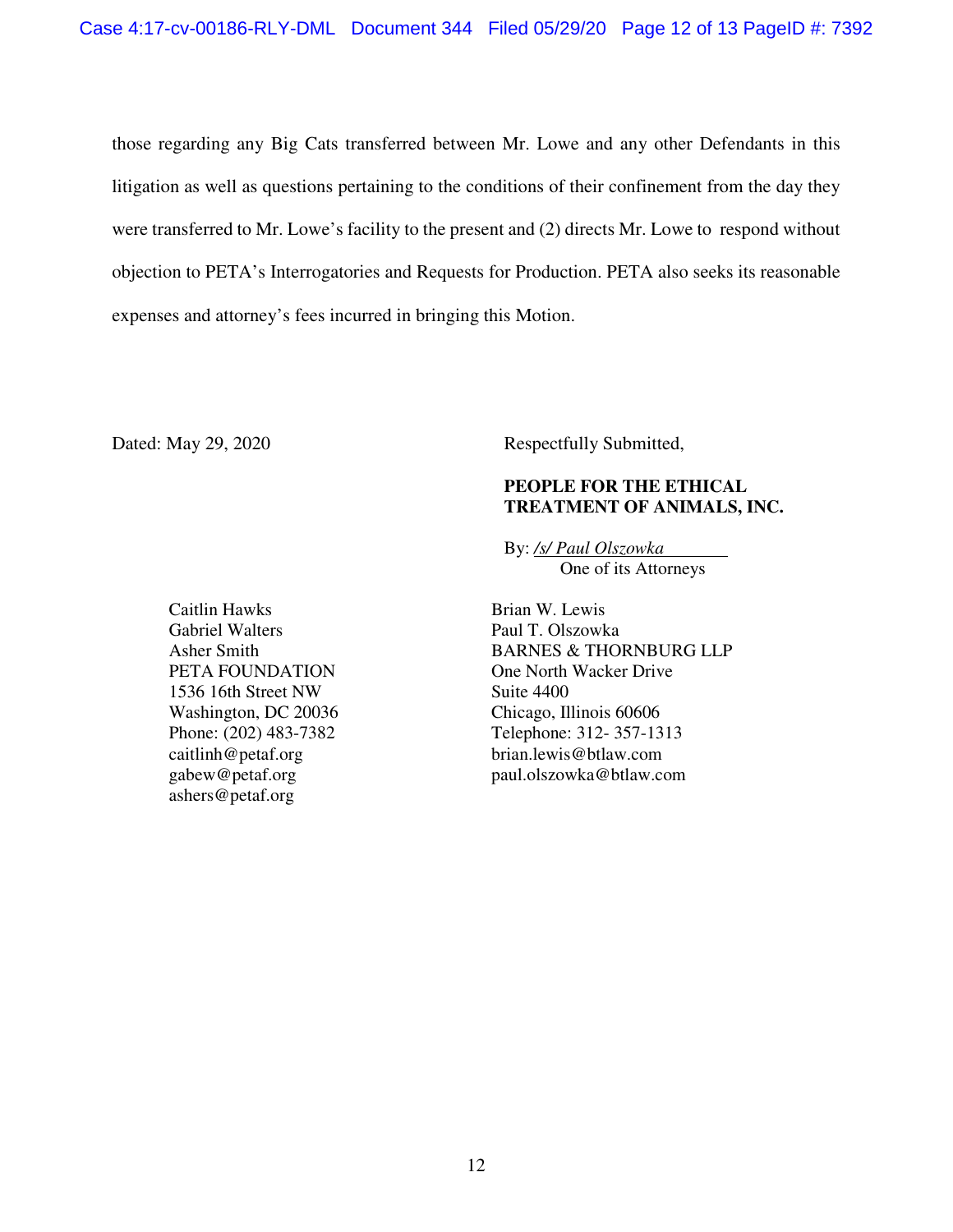those regarding any Big Cats transferred between Mr. Lowe and any other Defendants in this litigation as well as questions pertaining to the conditions of their confinement from the day they were transferred to Mr. Lowe's facility to the present and (2) directs Mr. Lowe to respond without objection to PETA's Interrogatories and Requests for Production. PETA also seeks its reasonable expenses and attorney's fees incurred in bringing this Motion.

Dated: May 29, 2020

Respectfully Submitted,

**PEOPLE FOR THE ETHICAL TREATMENT OF ANIMALS, INC.**

By: */s/ Paul Olszowka*
One of its Attorneys

Caitlin Hawks
Gabriel Walters
Asher Smith
PETA FOUNDATION
1536 16th Street NW
Washington, DC 20036
Phone: (202) 483-7382
caitlinh@petaf.org
gabew@petaf.org
ashers@petaf.org

Brian W. Lewis
Paul T. Olszowka
BARNES & THORNBURG LLP
One North Wacker Drive
Suite 4400
Chicago, Illinois 60606
Telephone: 312- 357-1313
brian.lewis@btlaw.com
paul.olszowka@btlaw.com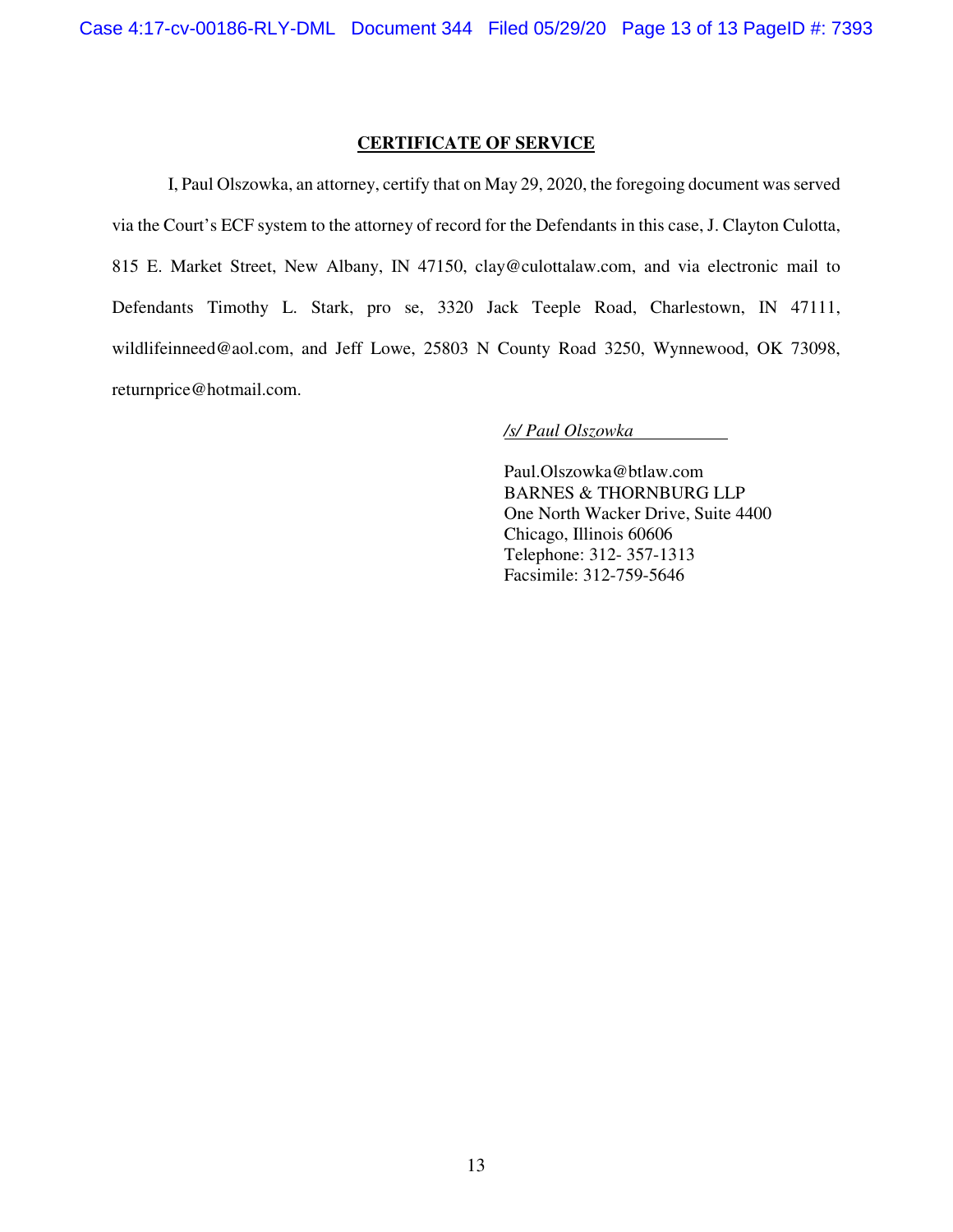**CERTIFICATE OF SERVICE**

I, Paul Olszowka, an attorney, certify that on May 29, 2020, the foregoing document was served via the Court's ECF system to the attorney of record for the Defendants in this case, J. Clayton Culotta, 815 E. Market Street, New Albany, IN 47150, clay@culottalaw.com, and via electronic mail to Defendants Timothy L. Stark, pro se, 3320 Jack Teeple Road, Charlestown, IN 47111, wildlifeinneed@aol.com, and Jeff Lowe, 25803 N County Road 3250, Wynnewood, OK 73098, returnprice@hotmail.com.

*/s/ Paul Olszowka*

Paul.Olszowka@btlaw.com
BARNES & THORNBURG LLP
One North Wacker Drive, Suite 4400
Chicago, Illinois 60606
Telephone: 312- 357-1313
Facsimile: 312-759-5646